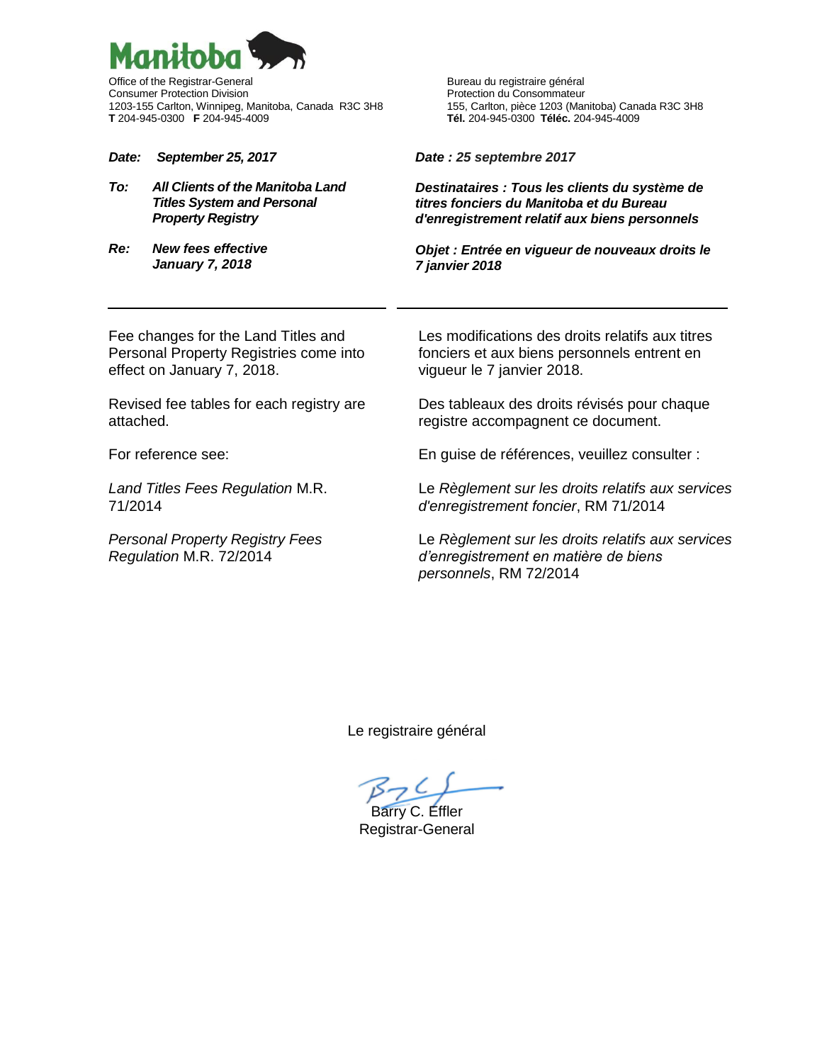Manitoba

Office of the Registrar-General
Consumer Protection Division
1203-155 Carlton, Winnipeg, Manitoba, Canada R3C 3H8
**T** 204-945-0300 **F** 204-945-4009

Bureau du registraire général
Protection du Consommateur
155, Carlton, pièce 1203 (Manitoba) Canada R3C 3H8
**Tél.** 204-945-0300 **Téléc.** 204-945-4009

***Date: September 25, 2017***

***To: All Clients of the Manitoba Land Titles System and Personal Property Registry***

***Re: New fees effective January 7, 2018***

Fee changes for the Land Titles and Personal Property Registries come into effect on January 7, 2018.

Revised fee tables for each registry are attached.

For reference see:

*Land Titles Fees Regulation* M.R. 71/2014

*Personal Property Registry Fees Regulation* M.R. 72/2014

***Date : 25 septembre 2017***

***Destinataires : Tous les clients du système de titres fonciers du Manitoba et du Bureau d'enregistrement relatif aux biens personnels***

***Objet : Entrée en vigueur de nouveaux droits le 7 janvier 2018***

Les modifications des droits relatifs aux titres fonciers et aux biens personnels entrent en vigueur le 7 janvier 2018.

Des tableaux des droits révisés pour chaque registre accompagnent ce document.

En guise de références, veuillez consulter :

Le *Règlement sur les droits relatifs aux services d'enregistrement foncier*, RM 71/2014

Le *Règlement sur les droits relatifs aux services d'enregistrement en matière de biens personnels*, RM 72/2014

Le registraire général

Barry C. Effler
Registrar-General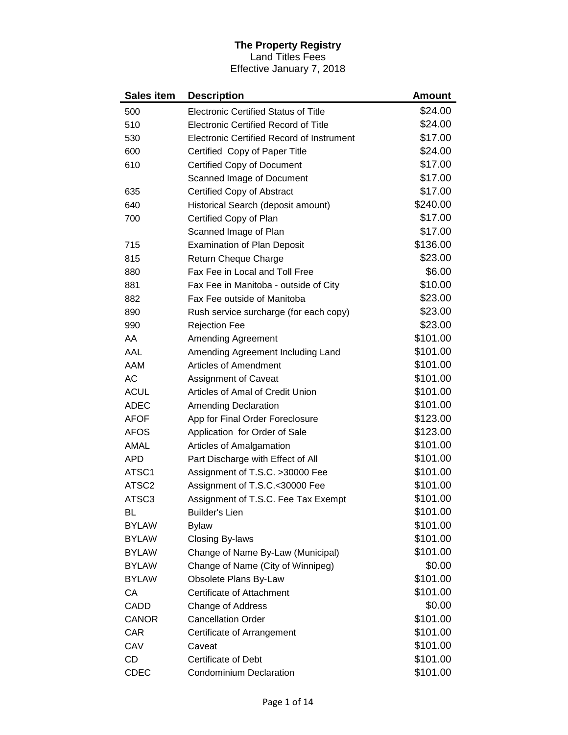**The Property Registry**
Land Titles Fees
Effective January 7, 2018

| Sales item | Description | Amount |
|---|---|---|
| 500 | Electronic Certified Status of Title | $24.00 |
| 510 | Electronic Certified Record of Title | $24.00 |
| 530 | Electronic Certified Record of Instrument | $17.00 |
| 600 | Certified Copy of Paper Title | $24.00 |
| 610 | Certified Copy of Document | $17.00 |
| | Scanned Image of Document | $17.00 |
| 635 | Certified Copy of Abstract | $17.00 |
| 640 | Historical Search (deposit amount) | $240.00 |
| 700 | Certified Copy of Plan | $17.00 |
| | Scanned Image of Plan | $17.00 |
| 715 | Examination of Plan Deposit | $136.00 |
| 815 | Return Cheque Charge | $23.00 |
| 880 | Fax Fee in Local and Toll Free | $6.00 |
| 881 | Fax Fee in Manitoba - outside of City | $10.00 |
| 882 | Fax Fee outside of Manitoba | $23.00 |
| 890 | Rush service surcharge (for each copy) | $23.00 |
| 990 | Rejection Fee | $23.00 |
| AA | Amending Agreement | $101.00 |
| AAL | Amending Agreement Including Land | $101.00 |
| AAM | Articles of Amendment | $101.00 |
| AC | Assignment of Caveat | $101.00 |
| ACUL | Articles of Amal of Credit Union | $101.00 |
| ADEC | Amending Declaration | $101.00 |
| AFOF | App for Final Order Foreclosure | $123.00 |
| AFOS | Application for Order of Sale | $123.00 |
| AMAL | Articles of Amalgamation | $101.00 |
| APD | Part Discharge with Effect of All | $101.00 |
| ATSC1 | Assignment of T.S.C. >30000 Fee | $101.00 |
| ATSC2 | Assignment of T.S.C.<30000 Fee | $101.00 |
| ATSC3 | Assignment of T.S.C. Fee Tax Exempt | $101.00 |
| BL | Builder's Lien | $101.00 |
| BYLAW | Bylaw | $101.00 |
| BYLAW | Closing By-laws | $101.00 |
| BYLAW | Change of Name By-Law (Municipal) | $101.00 |
| BYLAW | Change of Name (City of Winnipeg) | $0.00 |
| BYLAW | Obsolete Plans By-Law | $101.00 |
| CA | Certificate of Attachment | $101.00 |
| CADD | Change of Address | $0.00 |
| CANOR | Cancellation Order | $101.00 |
| CAR | Certificate of Arrangement | $101.00 |
| CAV | Caveat | $101.00 |
| CD | Certificate of Debt | $101.00 |
| CDEC | Condominium Declaration | $101.00 |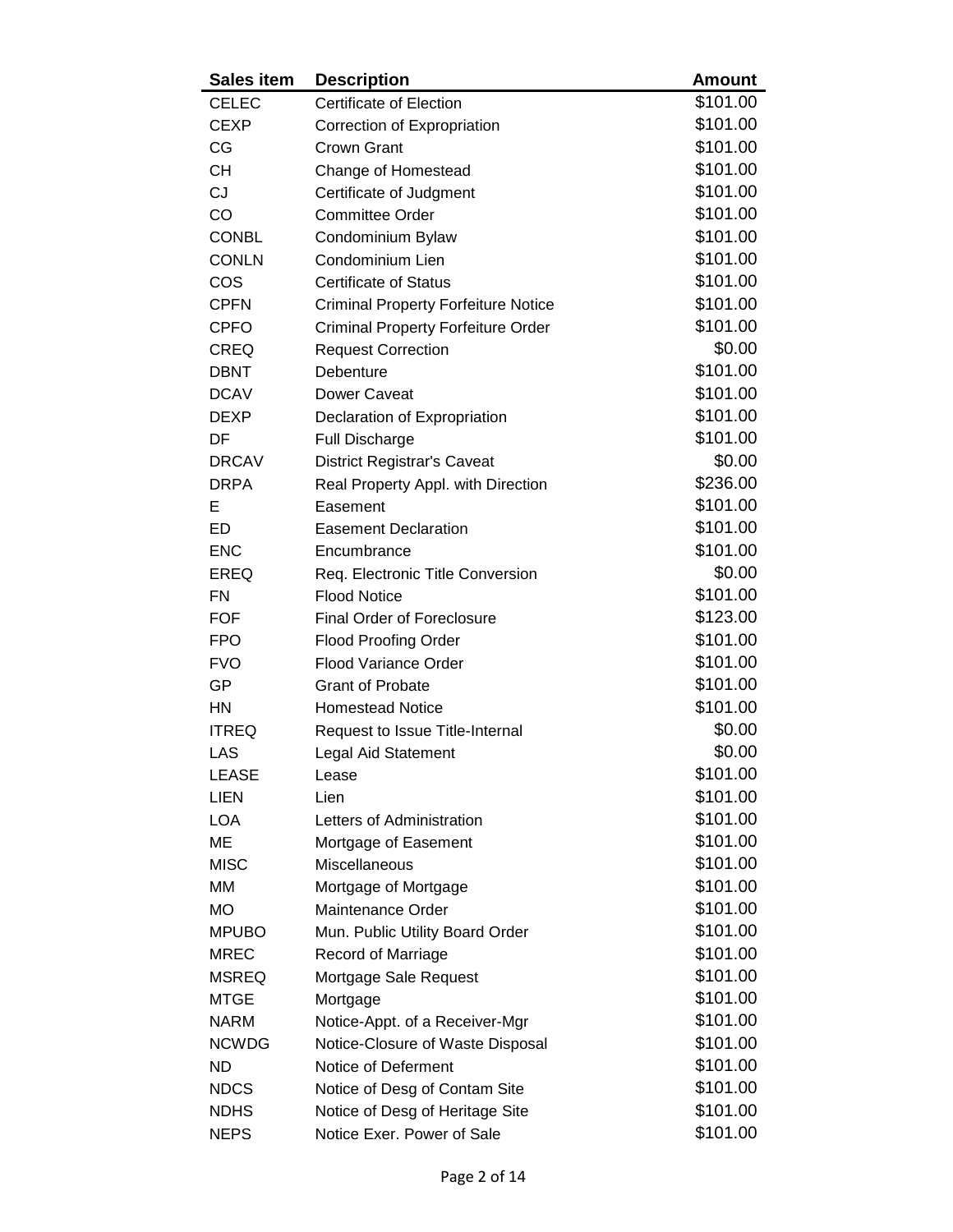| Sales item | Description | Amount |
| --- | --- | --- |
| CELEC | Certificate of Election | $101.00 |
| CEXP | Correction of Expropriation | $101.00 |
| CG | Crown Grant | $101.00 |
| CH | Change of Homestead | $101.00 |
| CJ | Certificate of Judgment | $101.00 |
| CO | Committee Order | $101.00 |
| CONBL | Condominium Bylaw | $101.00 |
| CONLN | Condominium Lien | $101.00 |
| COS | Certificate of Status | $101.00 |
| CPFN | Criminal Property Forfeiture Notice | $101.00 |
| CPFO | Criminal Property Forfeiture Order | $101.00 |
| CREQ | Request Correction | $0.00 |
| DBNT | Debenture | $101.00 |
| DCAV | Dower Caveat | $101.00 |
| DEXP | Declaration of Expropriation | $101.00 |
| DF | Full Discharge | $101.00 |
| DRCAV | District Registrar's Caveat | $0.00 |
| DRPA | Real Property Appl. with Direction | $236.00 |
| E | Easement | $101.00 |
| ED | Easement Declaration | $101.00 |
| ENC | Encumbrance | $101.00 |
| EREQ | Req. Electronic Title Conversion | $0.00 |
| FN | Flood Notice | $101.00 |
| FOF | Final Order of Foreclosure | $123.00 |
| FPO | Flood Proofing Order | $101.00 |
| FVO | Flood Variance Order | $101.00 |
| GP | Grant of Probate | $101.00 |
| HN | Homestead Notice | $101.00 |
| ITREQ | Request to Issue Title-Internal | $0.00 |
| LAS | Legal Aid Statement | $0.00 |
| LEASE | Lease | $101.00 |
| LIEN | Lien | $101.00 |
| LOA | Letters of Administration | $101.00 |
| ME | Mortgage of Easement | $101.00 |
| MISC | Miscellaneous | $101.00 |
| MM | Mortgage of Mortgage | $101.00 |
| MO | Maintenance Order | $101.00 |
| MPUBO | Mun. Public Utility Board Order | $101.00 |
| MREC | Record of Marriage | $101.00 |
| MSREQ | Mortgage Sale Request | $101.00 |
| MTGE | Mortgage | $101.00 |
| NARM | Notice-Appt. of a Receiver-Mgr | $101.00 |
| NCWDG | Notice-Closure of Waste Disposal | $101.00 |
| ND | Notice of Deferment | $101.00 |
| NDCS | Notice of Desg of Contam Site | $101.00 |
| NDHS | Notice of Desg of Heritage Site | $101.00 |
| NEPS | Notice Exer. Power of Sale | $101.00 |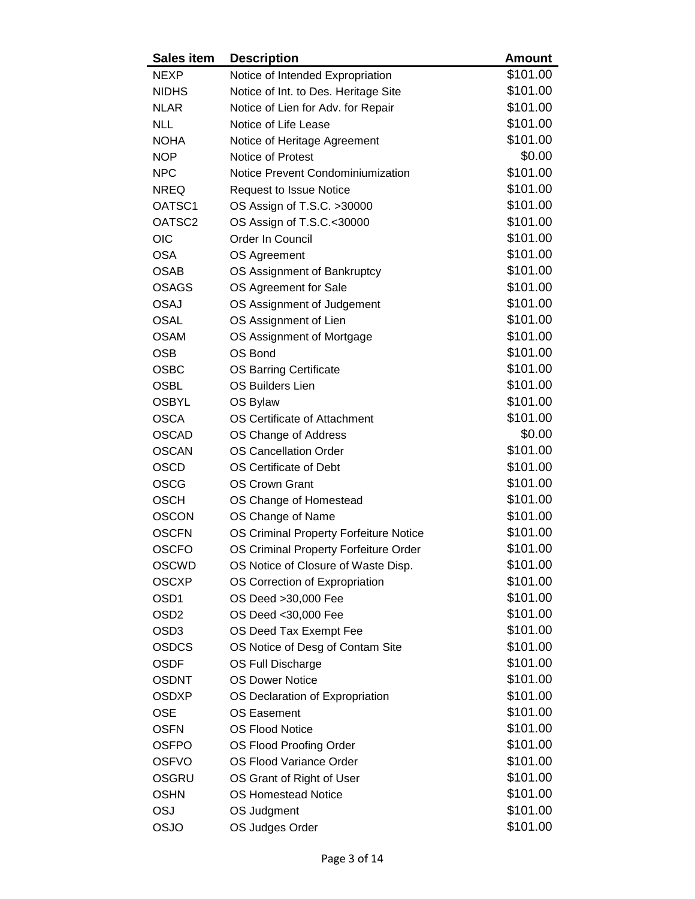| Sales item | Description | Amount |
|---|---|---|
| NEXP | Notice of Intended Expropriation | $101.00 |
| NIDHS | Notice of Int. to Des. Heritage Site | $101.00 |
| NLAR | Notice of Lien for Adv. for Repair | $101.00 |
| NLL | Notice of Life Lease | $101.00 |
| NOHA | Notice of Heritage Agreement | $101.00 |
| NOP | Notice of Protest | $0.00 |
| NPC | Notice Prevent Condominiumization | $101.00 |
| NREQ | Request to Issue Notice | $101.00 |
| OATSC1 | OS Assign of T.S.C. >30000 | $101.00 |
| OATSC2 | OS Assign of T.S.C.<30000 | $101.00 |
| OIC | Order In Council | $101.00 |
| OSA | OS Agreement | $101.00 |
| OSAB | OS Assignment of Bankruptcy | $101.00 |
| OSAGS | OS Agreement for Sale | $101.00 |
| OSAJ | OS Assignment of Judgement | $101.00 |
| OSAL | OS Assignment of Lien | $101.00 |
| OSAM | OS Assignment of Mortgage | $101.00 |
| OSB | OS Bond | $101.00 |
| OSBC | OS Barring Certificate | $101.00 |
| OSBL | OS Builders Lien | $101.00 |
| OSBYL | OS Bylaw | $101.00 |
| OSCA | OS Certificate of Attachment | $101.00 |
| OSCAD | OS Change of Address | $0.00 |
| OSCAN | OS Cancellation Order | $101.00 |
| OSCD | OS Certificate of Debt | $101.00 |
| OSCG | OS Crown Grant | $101.00 |
| OSCH | OS Change of Homestead | $101.00 |
| OSCON | OS Change of Name | $101.00 |
| OSCFN | OS Criminal Property Forfeiture Notice | $101.00 |
| OSCFO | OS Criminal Property Forfeiture Order | $101.00 |
| OSCWD | OS Notice of Closure of Waste Disp. | $101.00 |
| OSCXP | OS Correction of Expropriation | $101.00 |
| OSD1 | OS Deed >30,000 Fee | $101.00 |
| OSD2 | OS Deed <30,000 Fee | $101.00 |
| OSD3 | OS Deed Tax Exempt Fee | $101.00 |
| OSDCS | OS Notice of Desg of Contam Site | $101.00 |
| OSDF | OS Full Discharge | $101.00 |
| OSDNT | OS Dower Notice | $101.00 |
| OSDXP | OS Declaration of Expropriation | $101.00 |
| OSE | OS Easement | $101.00 |
| OSFN | OS Flood Notice | $101.00 |
| OSFPO | OS Flood Proofing Order | $101.00 |
| OSFVO | OS Flood Variance Order | $101.00 |
| OSGRU | OS Grant of Right of User | $101.00 |
| OSHN | OS Homestead Notice | $101.00 |
| OSJ | OS Judgment | $101.00 |
| OSJO | OS Judges Order | $101.00 |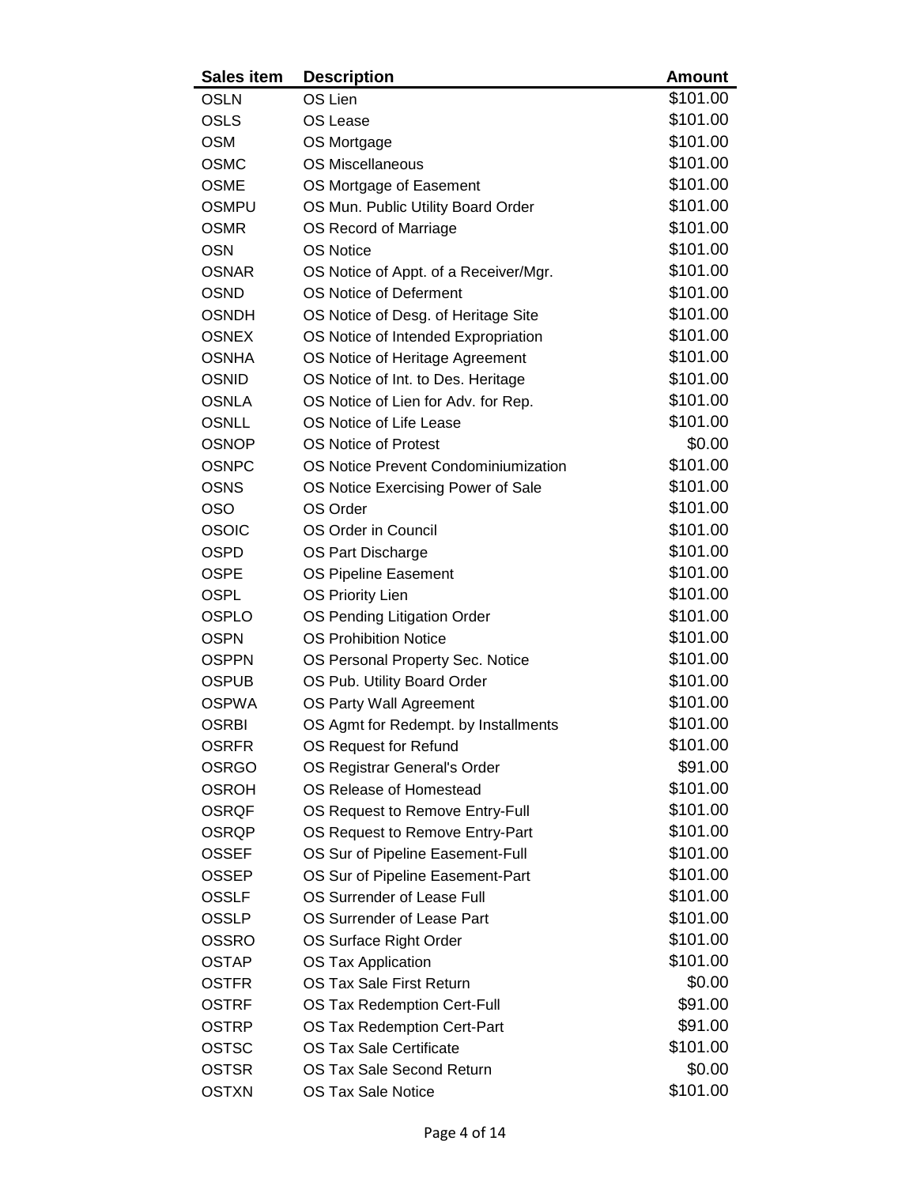| Sales item | Description | Amount |
|---|---|---|
| OSLN | OS Lien | $101.00 |
| OSLS | OS Lease | $101.00 |
| OSM | OS Mortgage | $101.00 |
| OSMC | OS Miscellaneous | $101.00 |
| OSME | OS Mortgage of Easement | $101.00 |
| OSMPU | OS Mun. Public Utility Board Order | $101.00 |
| OSMR | OS Record of Marriage | $101.00 |
| OSN | OS Notice | $101.00 |
| OSNAR | OS Notice of Appt. of a Receiver/Mgr. | $101.00 |
| OSND | OS Notice of Deferment | $101.00 |
| OSNDH | OS Notice of Desg. of Heritage Site | $101.00 |
| OSNEX | OS Notice of Intended Expropriation | $101.00 |
| OSNHA | OS Notice of Heritage Agreement | $101.00 |
| OSNID | OS Notice of Int. to Des. Heritage | $101.00 |
| OSNLA | OS Notice of Lien for Adv. for Rep. | $101.00 |
| OSNLL | OS Notice of Life Lease | $101.00 |
| OSNOP | OS Notice of Protest | $0.00 |
| OSNPC | OS Notice Prevent Condominiumization | $101.00 |
| OSNS | OS Notice Exercising Power of Sale | $101.00 |
| OSO | OS Order | $101.00 |
| OSOIC | OS Order in Council | $101.00 |
| OSPD | OS Part Discharge | $101.00 |
| OSPE | OS Pipeline Easement | $101.00 |
| OSPL | OS Priority Lien | $101.00 |
| OSPLO | OS Pending Litigation Order | $101.00 |
| OSPN | OS Prohibition Notice | $101.00 |
| OSPPN | OS Personal Property Sec. Notice | $101.00 |
| OSPUB | OS Pub. Utility Board Order | $101.00 |
| OSPWA | OS Party Wall Agreement | $101.00 |
| OSRBI | OS Agmt for Redempt. by Installments | $101.00 |
| OSRFR | OS Request for Refund | $101.00 |
| OSRGO | OS Registrar General's Order | $91.00 |
| OSROH | OS Release of Homestead | $101.00 |
| OSRQF | OS Request to Remove Entry-Full | $101.00 |
| OSRQP | OS Request to Remove Entry-Part | $101.00 |
| OSSEF | OS Sur of Pipeline Easement-Full | $101.00 |
| OSSEP | OS Sur of Pipeline Easement-Part | $101.00 |
| OSSLF | OS Surrender of Lease Full | $101.00 |
| OSSLP | OS Surrender of Lease Part | $101.00 |
| OSSRO | OS Surface Right Order | $101.00 |
| OSTAP | OS Tax Application | $101.00 |
| OSTFR | OS Tax Sale First Return | $0.00 |
| OSTRF | OS Tax Redemption Cert-Full | $91.00 |
| OSTRP | OS Tax Redemption Cert-Part | $91.00 |
| OSTSC | OS Tax Sale Certificate | $101.00 |
| OSTSR | OS Tax Sale Second Return | $0.00 |
| OSTXN | OS Tax Sale Notice | $101.00 |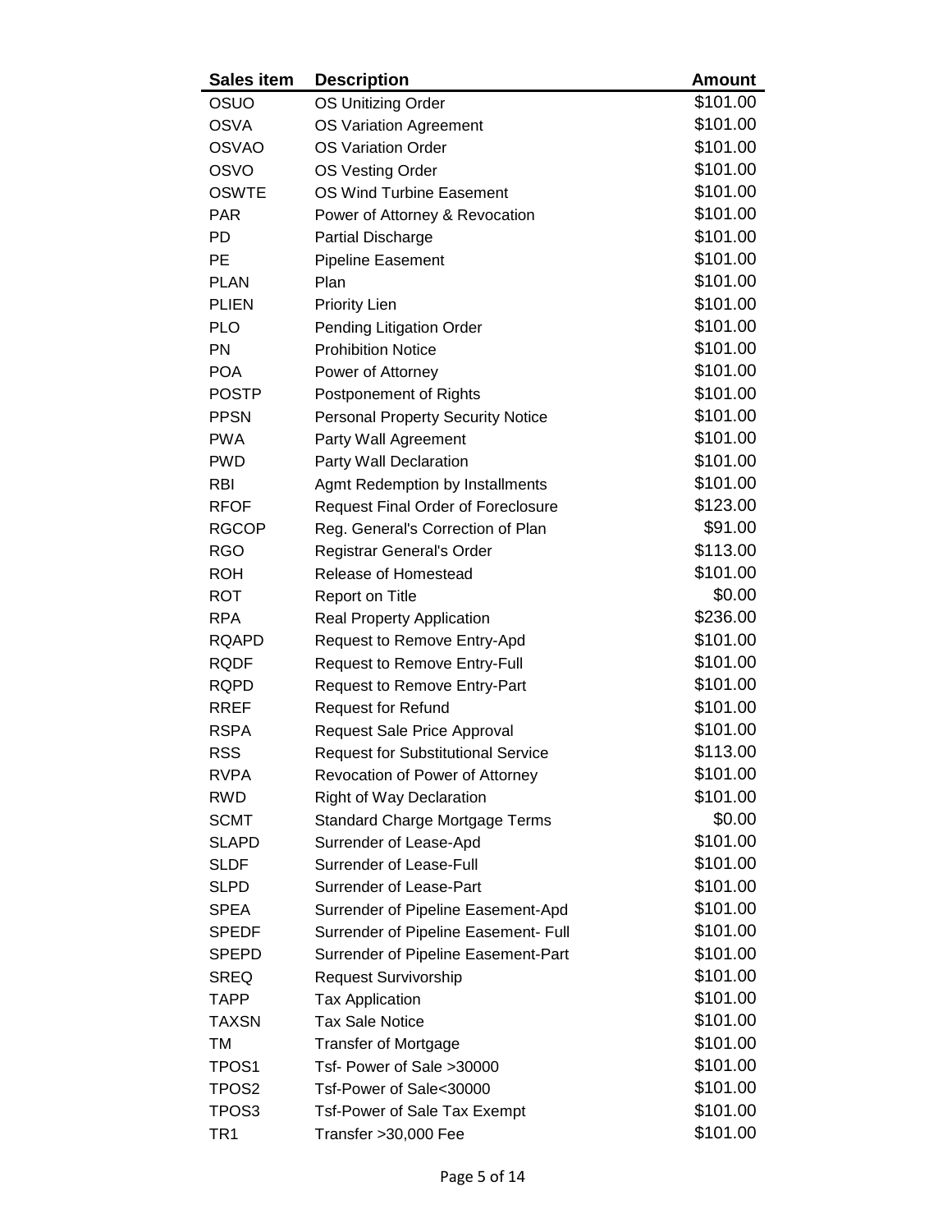| Sales item | Description | Amount |
|---|---|---|
| OSUO | OS Unitizing Order | $101.00 |
| OSVA | OS Variation Agreement | $101.00 |
| OSVAO | OS Variation Order | $101.00 |
| OSVO | OS Vesting Order | $101.00 |
| OSWTE | OS Wind Turbine Easement | $101.00 |
| PAR | Power of Attorney & Revocation | $101.00 |
| PD | Partial Discharge | $101.00 |
| PE | Pipeline Easement | $101.00 |
| PLAN | Plan | $101.00 |
| PLIEN | Priority Lien | $101.00 |
| PLO | Pending Litigation Order | $101.00 |
| PN | Prohibition Notice | $101.00 |
| POA | Power of Attorney | $101.00 |
| POSTP | Postponement of Rights | $101.00 |
| PPSN | Personal Property Security Notice | $101.00 |
| PWA | Party Wall Agreement | $101.00 |
| PWD | Party Wall Declaration | $101.00 |
| RBI | Agmt Redemption by Installments | $101.00 |
| RFOF | Request Final Order of Foreclosure | $123.00 |
| RGCOP | Reg. General's Correction of Plan | $91.00 |
| RGO | Registrar General's Order | $113.00 |
| ROH | Release of Homestead | $101.00 |
| ROT | Report on Title | $0.00 |
| RPA | Real Property Application | $236.00 |
| RQAPD | Request to Remove Entry-Apd | $101.00 |
| RQDF | Request to Remove Entry-Full | $101.00 |
| RQPD | Request to Remove Entry-Part | $101.00 |
| RREF | Request for Refund | $101.00 |
| RSPA | Request Sale Price Approval | $101.00 |
| RSS | Request for Substitutional Service | $113.00 |
| RVPA | Revocation of Power of Attorney | $101.00 |
| RWD | Right of Way Declaration | $101.00 |
| SCMT | Standard Charge Mortgage Terms | $0.00 |
| SLAPD | Surrender of Lease-Apd | $101.00 |
| SLDF | Surrender of Lease-Full | $101.00 |
| SLPD | Surrender of Lease-Part | $101.00 |
| SPEA | Surrender of Pipeline Easement-Apd | $101.00 |
| SPEDF | Surrender of Pipeline Easement- Full | $101.00 |
| SPEPD | Surrender of Pipeline Easement-Part | $101.00 |
| SREQ | Request Survivorship | $101.00 |
| TAPP | Tax Application | $101.00 |
| TAXSN | Tax Sale Notice | $101.00 |
| TM | Transfer of Mortgage | $101.00 |
| TPOS1 | Tsf- Power of Sale >30000 | $101.00 |
| TPOS2 | Tsf-Power of Sale<30000 | $101.00 |
| TPOS3 | Tsf-Power of Sale Tax Exempt | $101.00 |
| TR1 | Transfer >30,000 Fee | $101.00 |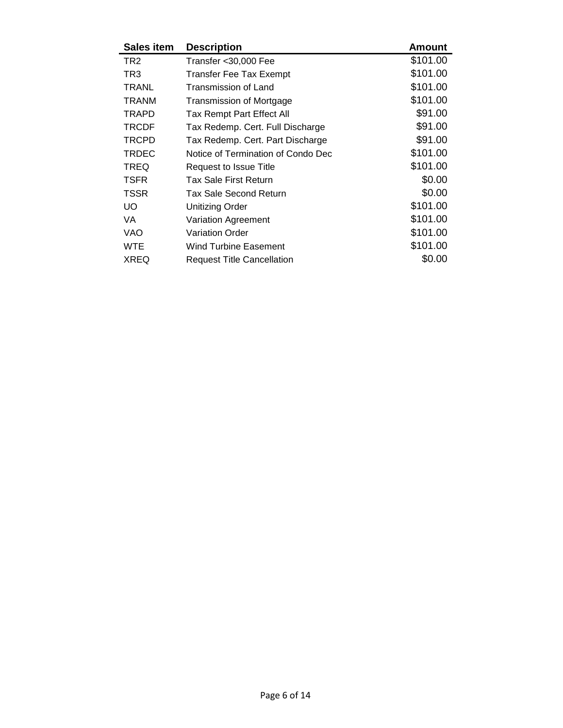| Sales item | Description | Amount |
|---|---|---|
| TR2 | Transfer <30,000 Fee | $101.00 |
| TR3 | Transfer Fee Tax Exempt | $101.00 |
| TRANL | Transmission of Land | $101.00 |
| TRANM | Transmission of Mortgage | $101.00 |
| TRAPD | Tax Rempt Part Effect All | $91.00 |
| TRCDF | Tax Redemp. Cert. Full Discharge | $91.00 |
| TRCPD | Tax Redemp. Cert. Part Discharge | $91.00 |
| TRDEC | Notice of Termination of Condo Dec | $101.00 |
| TREQ | Request to Issue Title | $101.00 |
| TSFR | Tax Sale First Return | $0.00 |
| TSSR | Tax Sale Second Return | $0.00 |
| UO | Unitizing Order | $101.00 |
| VA | Variation Agreement | $101.00 |
| VAO | Variation Order | $101.00 |
| WTE | Wind Turbine Easement | $101.00 |
| XREQ | Request Title Cancellation | $0.00 |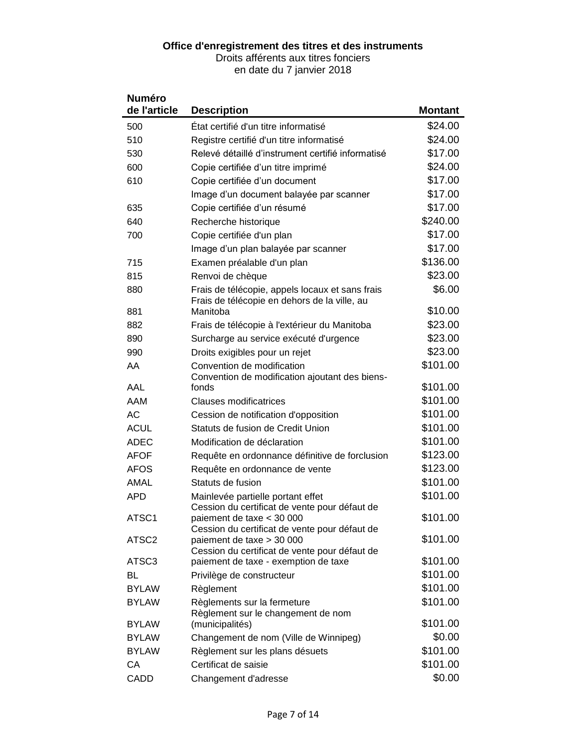**Office d'enregistrement des titres et des instruments**

Droits afférents aux titres fonciers

en date du 7 janvier 2018

| Numéro de l'article | Description | Montant |
|---|---|---|
| 500 | État certifié d'un titre informatisé | $24.00 |
| 510 | Registre certifié d'un titre informatisé | $24.00 |
| 530 | Relevé détaillé d'instrument certifié informatisé | $17.00 |
| 600 | Copie certifiée d'un titre imprimé | $24.00 |
| 610 | Copie certifiée d'un document | $17.00 |
| | Image d'un document balayée par scanner | $17.00 |
| 635 | Copie certifiée d'un résumé | $17.00 |
| 640 | Recherche historique | $240.00 |
| 700 | Copie certifiée d'un plan | $17.00 |
| | Image d'un plan balayée par scanner | $17.00 |
| 715 | Examen préalable d'un plan | $136.00 |
| 815 | Renvoi de chèque | $23.00 |
| 880 | Frais de télécopie, appels locaux et sans frais | $6.00 |
| 881 | Frais de télécopie en dehors de la ville, au Manitoba | $10.00 |
| 882 | Frais de télécopie à l'extérieur du Manitoba | $23.00 |
| 890 | Surcharge au service exécuté d'urgence | $23.00 |
| 990 | Droits exigibles pour un rejet | $23.00 |
| AA | Convention de modification | $101.00 |
| AAL | Convention de modification ajoutant des biens-fonds | $101.00 |
| AAM | Clauses modificatrices | $101.00 |
| AC | Cession de notification d'opposition | $101.00 |
| ACUL | Statuts de fusion de Credit Union | $101.00 |
| ADEC | Modification de déclaration | $101.00 |
| AFOF | Requête en ordonnance définitive de forclusion | $123.00 |
| AFOS | Requête en ordonnance de vente | $123.00 |
| AMAL | Statuts de fusion | $101.00 |
| APD | Mainlevée partielle portant effet | $101.00 |
| ATSC1 | Cession du certificat de vente pour défaut de paiement de taxe < 30 000 | $101.00 |
| ATSC2 | Cession du certificat de vente pour défaut de paiement de taxe > 30 000 | $101.00 |
| ATSC3 | Cession du certificat de vente pour défaut de paiement de taxe - exemption de taxe | $101.00 |
| BL | Privilège de constructeur | $101.00 |
| BYLAW | Règlement | $101.00 |
| BYLAW | Règlements sur la fermeture | $101.00 |
| BYLAW | Règlement sur le changement de nom (municipalités) | $101.00 |
| BYLAW | Changement de nom (Ville de Winnipeg) | $0.00 |
| BYLAW | Règlement sur les plans désuets | $101.00 |
| CA | Certificat de saisie | $101.00 |
| CADD | Changement d'adresse | $0.00 |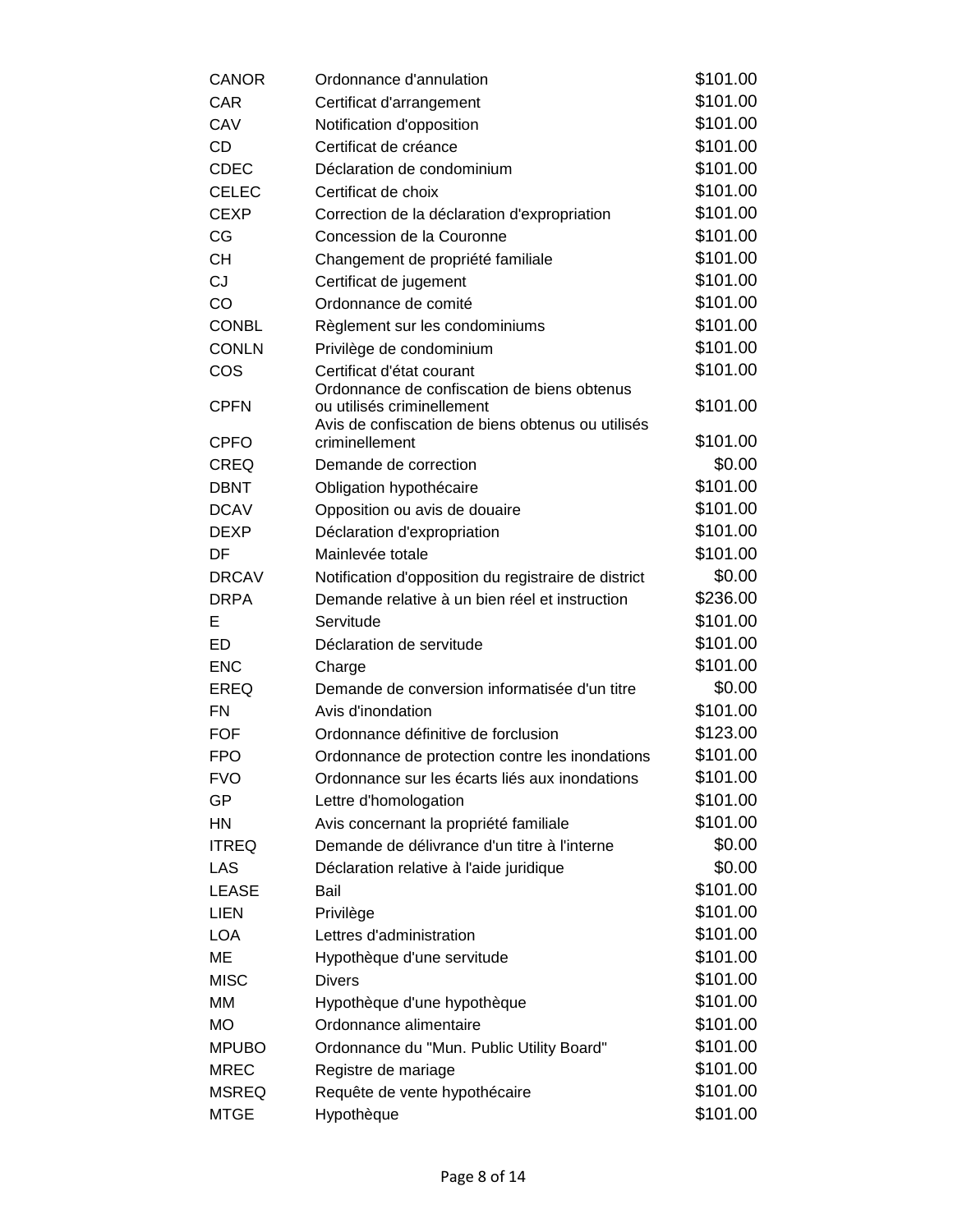| | | |
|---|---|---|
| CANOR | Ordonnance d'annulation | $101.00 |
| CAR | Certificat d'arrangement | $101.00 |
| CAV | Notification d'opposition | $101.00 |
| CD | Certificat de créance | $101.00 |
| CDEC | Déclaration de condominium | $101.00 |
| CELEC | Certificat de choix | $101.00 |
| CEXP | Correction de la déclaration d'expropriation | $101.00 |
| CG | Concession de la Couronne | $101.00 |
| CH | Changement de propriété familiale | $101.00 |
| CJ | Certificat de jugement | $101.00 |
| CO | Ordonnance de comité | $101.00 |
| CONBL | Règlement sur les condominiums | $101.00 |
| CONLN | Privilège de condominium | $101.00 |
| COS | Certificat d'état courant | $101.00 |
| CPFN | Ordonnance de confiscation de biens obtenus ou utilisés criminellement | $101.00 |
| CPFO | Avis de confiscation de biens obtenus ou utilisés criminellement | $101.00 |
| CREQ | Demande de correction | $0.00 |
| DBNT | Obligation hypothécaire | $101.00 |
| DCAV | Opposition ou avis de douaire | $101.00 |
| DEXP | Déclaration d'expropriation | $101.00 |
| DF | Mainlevée totale | $101.00 |
| DRCAV | Notification d'opposition du registraire de district | $0.00 |
| DRPA | Demande relative à un bien réel et instruction | $236.00 |
| E | Servitude | $101.00 |
| ED | Déclaration de servitude | $101.00 |
| ENC | Charge | $101.00 |
| EREQ | Demande de conversion informatisée d'un titre | $0.00 |
| FN | Avis d'inondation | $101.00 |
| FOF | Ordonnance définitive de forclusion | $123.00 |
| FPO | Ordonnance de protection contre les inondations | $101.00 |
| FVO | Ordonnance sur les écarts liés aux inondations | $101.00 |
| GP | Lettre d'homologation | $101.00 |
| HN | Avis concernant la propriété familiale | $101.00 |
| ITREQ | Demande de délivrance d'un titre à l'interne | $0.00 |
| LAS | Déclaration relative à l'aide juridique | $0.00 |
| LEASE | Bail | $101.00 |
| LIEN | Privilège | $101.00 |
| LOA | Lettres d'administration | $101.00 |
| ME | Hypothèque d'une servitude | $101.00 |
| MISC | Divers | $101.00 |
| MM | Hypothèque d'une hypothèque | $101.00 |
| MO | Ordonnance alimentaire | $101.00 |
| MPUBO | Ordonnance du "Mun. Public Utility Board" | $101.00 |
| MREC | Registre de mariage | $101.00 |
| MSREQ | Requête de vente hypothécaire | $101.00 |
| MTGE | Hypothèque | $101.00 |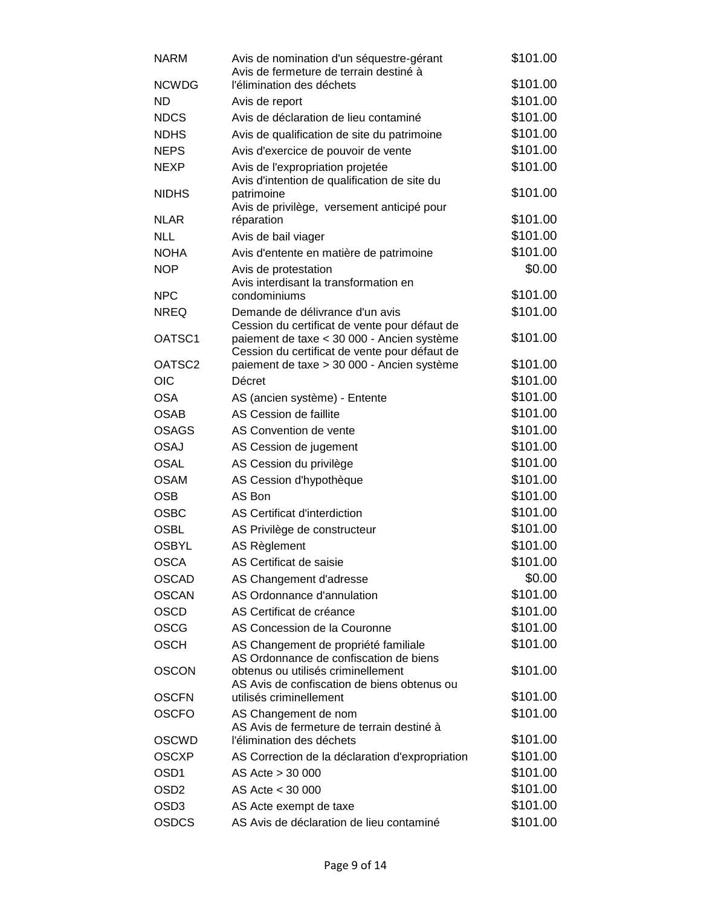| | | |
|---|---|---|
| NARM | Avis de nomination d'un séquestre-gérant | $101.00 |
| NCWDG | Avis de fermeture de terrain destiné à l'élimination des déchets | $101.00 |
| ND | Avis de report | $101.00 |
| NDCS | Avis de déclaration de lieu contaminé | $101.00 |
| NDHS | Avis de qualification de site du patrimoine | $101.00 |
| NEPS | Avis d'exercice de pouvoir de vente | $101.00 |
| NEXP | Avis de l'expropriation projetée | $101.00 |
| NIDHS | Avis d'intention de qualification de site du patrimoine | $101.00 |
| NLAR | Avis de privilège, versement anticipé pour réparation | $101.00 |
| NLL | Avis de bail viager | $101.00 |
| NOHA | Avis d'entente en matière de patrimoine | $101.00 |
| NOP | Avis de protestation | $0.00 |
| NPC | Avis interdisant la transformation en condominiums | $101.00 |
| NREQ | Demande de délivrance d'un avis | $101.00 |
| OATSC1 | Cession du certificat de vente pour défaut de paiement de taxe < 30 000 - Ancien système | $101.00 |
| OATSC2 | Cession du certificat de vente pour défaut de paiement de taxe > 30 000 - Ancien système | $101.00 |
| OIC | Décret | $101.00 |
| OSA | AS (ancien système) - Entente | $101.00 |
| OSAB | AS Cession de faillite | $101.00 |
| OSAGS | AS Convention de vente | $101.00 |
| OSAJ | AS Cession de jugement | $101.00 |
| OSAL | AS Cession du privilège | $101.00 |
| OSAM | AS Cession d'hypothèque | $101.00 |
| OSB | AS Bon | $101.00 |
| OSBC | AS Certificat d'interdiction | $101.00 |
| OSBL | AS Privilège de constructeur | $101.00 |
| OSBYL | AS Règlement | $101.00 |
| OSCA | AS Certificat de saisie | $101.00 |
| OSCAD | AS Changement d'adresse | $0.00 |
| OSCAN | AS Ordonnance d'annulation | $101.00 |
| OSCD | AS Certificat de créance | $101.00 |
| OSCG | AS Concession de la Couronne | $101.00 |
| OSCH | AS Changement de propriété familiale | $101.00 |
| OSCON | AS Ordonnance de confiscation de biens obtenus ou utilisés criminellement | $101.00 |
| OSCFN | AS Avis de confiscation de biens obtenus ou utilisés criminellement | $101.00 |
| OSCFO | AS Changement de nom | $101.00 |
| OSCWD | AS Avis de fermeture de terrain destiné à l'élimination des déchets | $101.00 |
| OSCXP | AS Correction de la déclaration d'expropriation | $101.00 |
| OSD1 | AS Acte > 30 000 | $101.00 |
| OSD2 | AS Acte < 30 000 | $101.00 |
| OSD3 | AS Acte exempt de taxe | $101.00 |
| OSDCS | AS Avis de déclaration de lieu contaminé | $101.00 |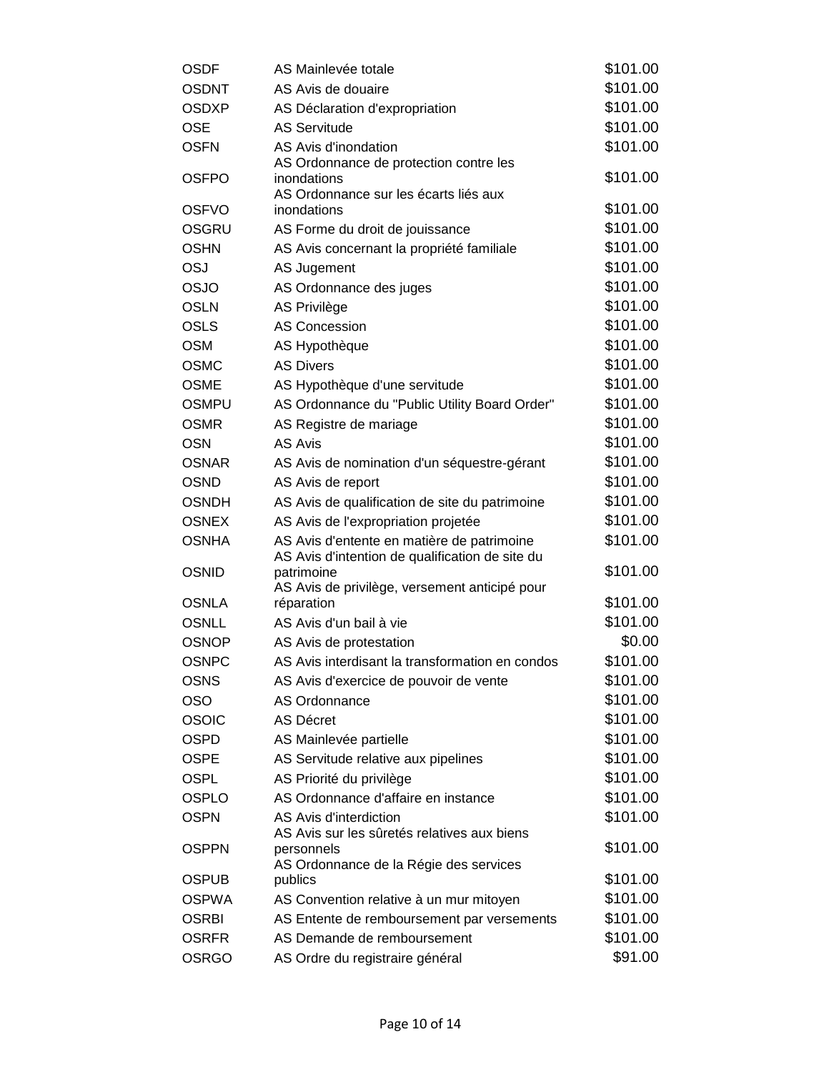| | | |
|---|---|---|
| OSDF | AS Mainlevée totale | $101.00 |
| OSDNT | AS Avis de douaire | $101.00 |
| OSDXP | AS Déclaration d'expropriation | $101.00 |
| OSE | AS Servitude | $101.00 |
| OSFN | AS Avis d'inondation | $101.00 |
| OSFPO | AS Ordonnance de protection contre les inondations | $101.00 |
| OSFVO | AS Ordonnance sur les écarts liés aux inondations | $101.00 |
| OSGRU | AS Forme du droit de jouissance | $101.00 |
| OSHN | AS Avis concernant la propriété familiale | $101.00 |
| OSJ | AS Jugement | $101.00 |
| OSJO | AS Ordonnance des juges | $101.00 |
| OSLN | AS Privilège | $101.00 |
| OSLS | AS Concession | $101.00 |
| OSM | AS Hypothèque | $101.00 |
| OSMC | AS Divers | $101.00 |
| OSME | AS Hypothèque d'une servitude | $101.00 |
| OSMPU | AS Ordonnance du "Public Utility Board Order" | $101.00 |
| OSMR | AS Registre de mariage | $101.00 |
| OSN | AS Avis | $101.00 |
| OSNAR | AS Avis de nomination d'un séquestre-gérant | $101.00 |
| OSND | AS Avis de report | $101.00 |
| OSNDH | AS Avis de qualification de site du patrimoine | $101.00 |
| OSNEX | AS Avis de l'expropriation projetée | $101.00 |
| OSNHA | AS Avis d'entente en matière de patrimoine | $101.00 |
| OSNID | AS Avis d'intention de qualification de site du patrimoine | $101.00 |
| OSNLA | AS Avis de privilège, versement anticipé pour réparation | $101.00 |
| OSNLL | AS Avis d'un bail à vie | $101.00 |
| OSNOP | AS Avis de protestation | $0.00 |
| OSNPC | AS Avis interdisant la transformation en condos | $101.00 |
| OSNS | AS Avis d'exercice de pouvoir de vente | $101.00 |
| OSO | AS Ordonnance | $101.00 |
| OSOIC | AS Décret | $101.00 |
| OSPD | AS Mainlevée partielle | $101.00 |
| OSPE | AS Servitude relative aux pipelines | $101.00 |
| OSPL | AS Priorité du privilège | $101.00 |
| OSPLO | AS Ordonnance d'affaire en instance | $101.00 |
| OSPN | AS Avis d'interdiction | $101.00 |
| OSPPN | AS Avis sur les sûretés relatives aux biens personnels | $101.00 |
| OSPUB | AS Ordonnance de la Régie des services publics | $101.00 |
| OSPWA | AS Convention relative à un mur mitoyen | $101.00 |
| OSRBI | AS Entente de remboursement par versements | $101.00 |
| OSRFR | AS Demande de remboursement | $101.00 |
| OSRGO | AS Ordre du registraire général | $91.00 |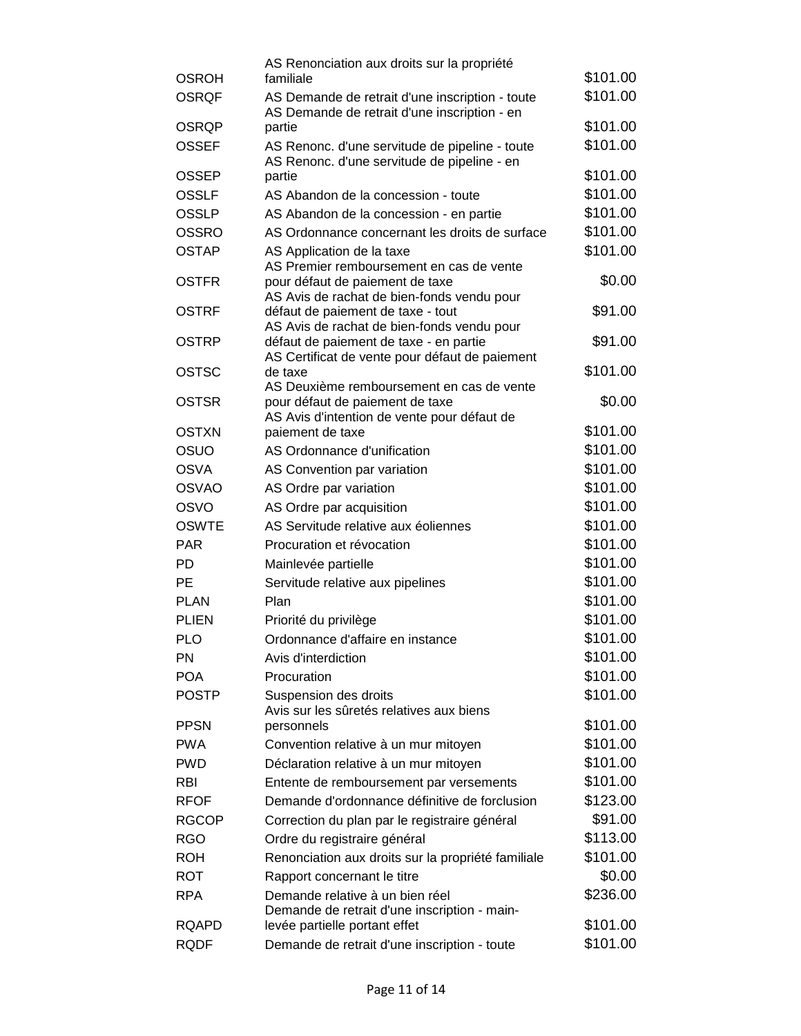| | | |
|---|---|---|
| OSROH | AS Renonciation aux droits sur la propriété familiale | $101.00 |
| OSRQF | AS Demande de retrait d'une inscription - toute | $101.00 |
| OSRQP | AS Demande de retrait d'une inscription - en partie | $101.00 |
| OSSEF | AS Renonc. d'une servitude de pipeline - toute | $101.00 |
| OSSEP | AS Renonc. d'une servitude de pipeline - en partie | $101.00 |
| OSSLF | AS Abandon de la concession - toute | $101.00 |
| OSSLP | AS Abandon de la concession - en partie | $101.00 |
| OSSRO | AS Ordonnance concernant les droits de surface | $101.00 |
| OSTAP | AS Application de la taxe | $101.00 |
| OSTFR | AS Premier remboursement en cas de vente pour défaut de paiement de taxe | $0.00 |
| OSTRF | AS Avis de rachat de bien-fonds vendu pour défaut de paiement de taxe - tout | $91.00 |
| OSTRP | AS Avis de rachat de bien-fonds vendu pour défaut de paiement de taxe - en partie | $91.00 |
| OSTSC | AS Certificat de vente pour défaut de paiement de taxe | $101.00 |
| OSTSR | AS Deuxième remboursement en cas de vente pour défaut de paiement de taxe | $0.00 |
| OSTXN | AS Avis d'intention de vente pour défaut de paiement de taxe | $101.00 |
| OSUO | AS Ordonnance d'unification | $101.00 |
| OSVA | AS Convention par variation | $101.00 |
| OSVAO | AS Ordre par variation | $101.00 |
| OSVO | AS Ordre par acquisition | $101.00 |
| OSWTE | AS Servitude relative aux éoliennes | $101.00 |
| PAR | Procuration et révocation | $101.00 |
| PD | Mainlevée partielle | $101.00 |
| PE | Servitude relative aux pipelines | $101.00 |
| PLAN | Plan | $101.00 |
| PLIEN | Priorité du privilège | $101.00 |
| PLO | Ordonnance d'affaire en instance | $101.00 |
| PN | Avis d'interdiction | $101.00 |
| POA | Procuration | $101.00 |
| POSTP | Suspension des droits | $101.00 |
| PPSN | Avis sur les sûretés relatives aux biens personnels | $101.00 |
| PWA | Convention relative à un mur mitoyen | $101.00 |
| PWD | Déclaration relative à un mur mitoyen | $101.00 |
| RBI | Entente de remboursement par versements | $101.00 |
| RFOF | Demande d'ordonnance définitive de forclusion | $123.00 |
| RGCOP | Correction du plan par le registraire général | $91.00 |
| RGO | Ordre du registraire général | $113.00 |
| ROH | Renonciation aux droits sur la propriété familiale | $101.00 |
| ROT | Rapport concernant le titre | $0.00 |
| RPA | Demande relative à un bien réel | $236.00 |
| RQAPD | Demande de retrait d'une inscription - main-levée partielle portant effet | $101.00 |
| RQDF | Demande de retrait d'une inscription - toute | $101.00 |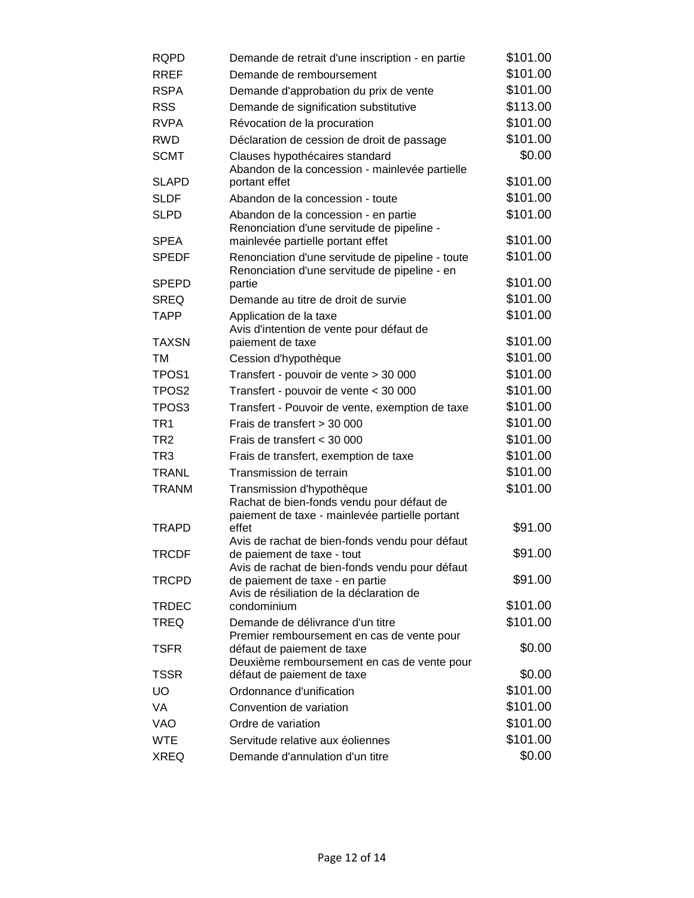| | | |
|---|---|---|
| RQPD | Demande de retrait d'une inscription - en partie | $101.00 |
| RREF | Demande de remboursement | $101.00 |
| RSPA | Demande d'approbation du prix de vente | $101.00 |
| RSS | Demande de signification substitutive | $113.00 |
| RVPA | Révocation de la procuration | $101.00 |
| RWD | Déclaration de cession de droit de passage | $101.00 |
| SCMT | Clauses hypothécaires standard | $0.00 |
| SLAPD | Abandon de la concession - mainlevée partielle portant effet | $101.00 |
| SLDF | Abandon de la concession - toute | $101.00 |
| SLPD | Abandon de la concession - en partie | $101.00 |
| SPEA | Renonciation d'une servitude de pipeline - mainlevée partielle portant effet | $101.00 |
| SPEDF | Renonciation d'une servitude de pipeline - toute | $101.00 |
| SPEPD | Renonciation d'une servitude de pipeline - en partie | $101.00 |
| SREQ | Demande au titre de droit de survie | $101.00 |
| TAPP | Application de la taxe | $101.00 |
| TAXSN | Avis d'intention de vente pour défaut de paiement de taxe | $101.00 |
| TM | Cession d'hypothèque | $101.00 |
| TPOS1 | Transfert - pouvoir de vente > 30 000 | $101.00 |
| TPOS2 | Transfert - pouvoir de vente < 30 000 | $101.00 |
| TPOS3 | Transfert - Pouvoir de vente, exemption de taxe | $101.00 |
| TR1 | Frais de transfert > 30 000 | $101.00 |
| TR2 | Frais de transfert < 30 000 | $101.00 |
| TR3 | Frais de transfert, exemption de taxe | $101.00 |
| TRANL | Transmission de terrain | $101.00 |
| TRANM | Transmission d'hypothèque | $101.00 |
| TRAPD | Rachat de bien-fonds vendu pour défaut de paiement de taxe - mainlevée partielle portant effet | $91.00 |
| TRCDF | Avis de rachat de bien-fonds vendu pour défaut de paiement de taxe - tout | $91.00 |
| TRCPD | Avis de rachat de bien-fonds vendu pour défaut de paiement de taxe - en partie | $91.00 |
| TRDEC | Avis de résiliation de la déclaration de condominium | $101.00 |
| TREQ | Demande de délivrance d'un titre | $101.00 |
| TSFR | Premier remboursement en cas de vente pour défaut de paiement de taxe | $0.00 |
| TSSR | Deuxième remboursement en cas de vente pour défaut de paiement de taxe | $0.00 |
| UO | Ordonnance d'unification | $101.00 |
| VA | Convention de variation | $101.00 |
| VAO | Ordre de variation | $101.00 |
| WTE | Servitude relative aux éoliennes | $101.00 |
| XREQ | Demande d'annulation d'un titre | $0.00 |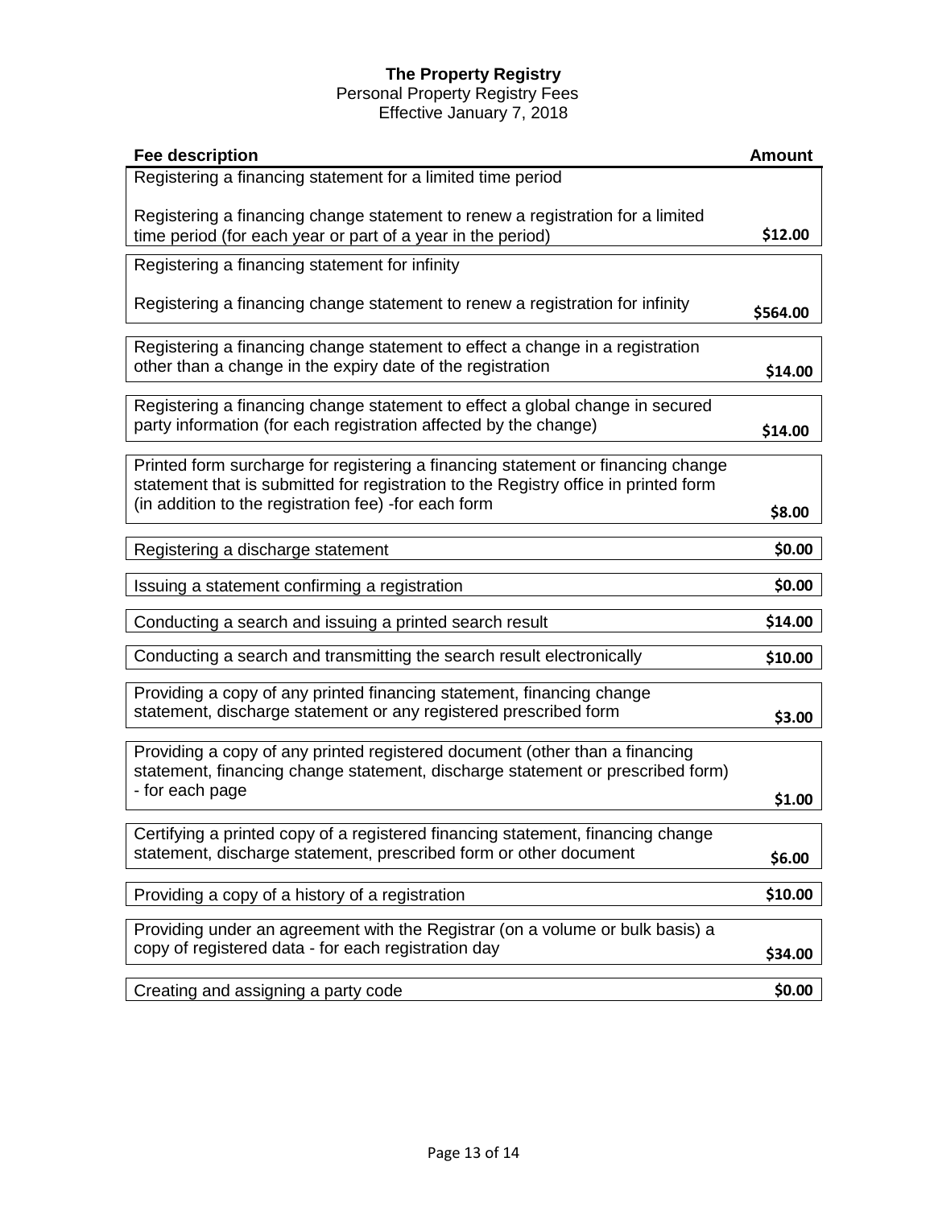**The Property Registry**

Personal Property Registry Fees

Effective January 7, 2018

| Fee description | Amount |
|---|---|
| Registering a financing statement for a limited time period<br><br>Registering a financing change statement to renew a registration for a limited time period (for each year or part of a year in the period) | $12.00 |
| Registering a financing statement for infinity<br><br>Registering a financing change statement to renew a registration for infinity | $564.00 |
| Registering a financing change statement to effect a change in a registration other than a change in the expiry date of the registration | $14.00 |
| Registering a financing change statement to effect a global change in secured party information (for each registration affected by the change) | $14.00 |
| Printed form surcharge for registering a financing statement or financing change statement that is submitted for registration to the Registry office in printed form (in addition to the registration fee) -for each form | $8.00 |
| Registering a discharge statement | $0.00 |
| Issuing a statement confirming a registration | $0.00 |
| Conducting a search and issuing a printed search result | $14.00 |
| Conducting a search and transmitting the search result electronically | $10.00 |
| Providing a copy of any printed financing statement, financing change statement, discharge statement or any registered prescribed form | $3.00 |
| Providing a copy of any printed registered document (other than a financing statement, financing change statement, discharge statement or prescribed form) - for each page | $1.00 |
| Certifying a printed copy of a registered financing statement, financing change statement, discharge statement, prescribed form or other document | $6.00 |
| Providing a copy of a history of a registration | $10.00 |
| Providing under an agreement with the Registrar (on a volume or bulk basis) a copy of registered data - for each registration day | $34.00 |
| Creating and assigning a party code | $0.00 |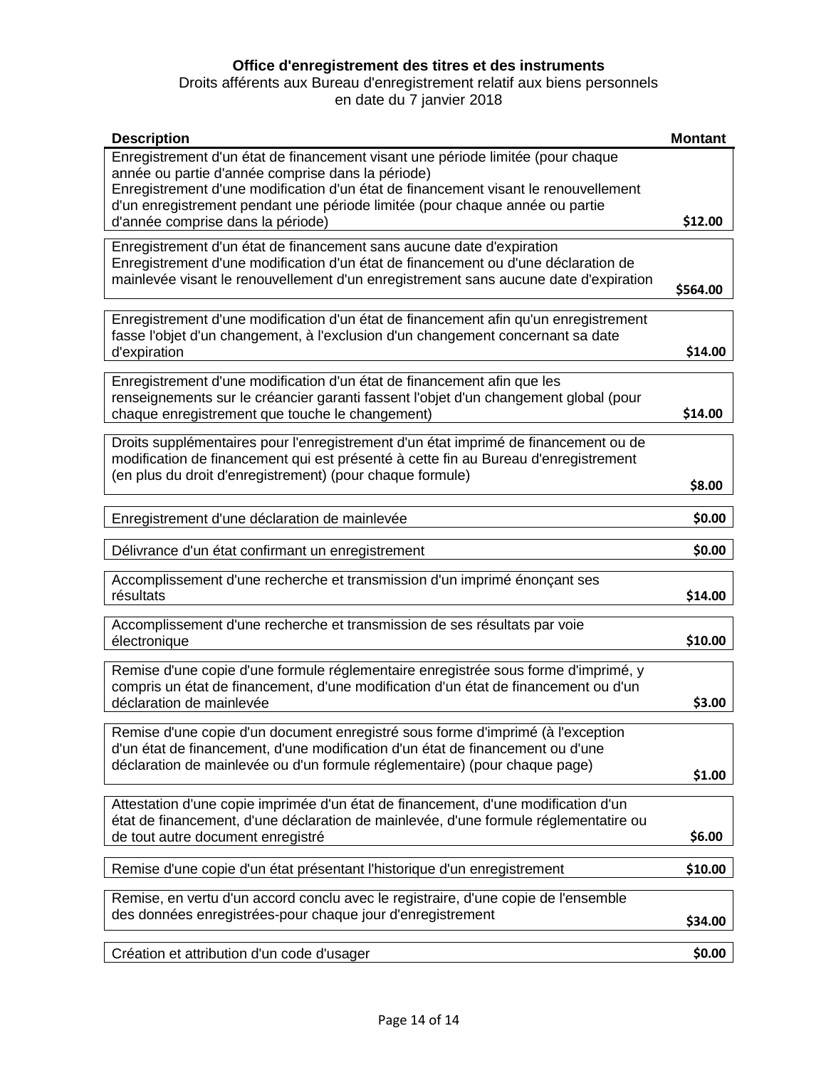**Office d'enregistrement des titres et des instruments**

Droits afférents aux Bureau d'enregistrement relatif aux biens personnels
en date du 7 janvier 2018

| Description | Montant |
|---|---|
| Enregistrement d'un état de financement visant une période limitée (pour chaque année ou partie d'année comprise dans la période)<br>Enregistrement d'une modification d'un état de financement visant le renouvellement d'un enregistrement pendant une période limitée (pour chaque année ou partie d'année comprise dans la période) | $12.00 |
| Enregistrement d'un état de financement sans aucune date d'expiration<br>Enregistrement d'une modification d'un état de financement ou d'une déclaration de mainlevée visant le renouvellement d'un enregistrement sans aucune date d'expiration | $564.00 |
| Enregistrement d'une modification d'un état de financement afin qu'un enregistrement fasse l'objet d'un changement, à l'exclusion d'un changement concernant sa date d'expiration | $14.00 |
| Enregistrement d'une modification d'un état de financement afin que les renseignements sur le créancier garanti fassent l'objet d'un changement global (pour chaque enregistrement que touche le changement) | $14.00 |
| Droits supplémentaires pour l'enregistrement d'un état imprimé de financement ou de modification de financement qui est présenté à cette fin au Bureau d'enregistrement (en plus du droit d'enregistrement) (pour chaque formule) | $8.00 |
| Enregistrement d'une déclaration de mainlevée | $0.00 |
| Délivrance d'un état confirmant un enregistrement | $0.00 |
| Accomplissement d'une recherche et transmission d'un imprimé énonçant ses résultats | $14.00 |
| Accomplissement d'une recherche et transmission de ses résultats par voie électronique | $10.00 |
| Remise d'une copie d'une formule réglementaire enregistrée sous forme d'imprimé, y compris un état de financement, d'une modification d'un état de financement ou d'un déclaration de mainlevée | $3.00 |
| Remise d'une copie d'un document enregistré sous forme d'imprimé (à l'exception d'un état de financement, d'une modification d'un état de financement ou d'une déclaration de mainlevée ou d'un formule réglementaire) (pour chaque page) | $1.00 |
| Attestation d'une copie imprimée d'un état de financement, d'une modification d'un état de financement, d'une déclaration de mainlevée, d'une formule réglementatire ou de tout autre document enregistré | $6.00 |
| Remise d'une copie d'un état présentant l'historique d'un enregistrement | $10.00 |
| Remise, en vertu d'un accord conclu avec le registraire, d'une copie de l'ensemble des données enregistrées-pour chaque jour d'enregistrement | $34.00 |
| Création et attribution d'un code d'usager | $0.00 |